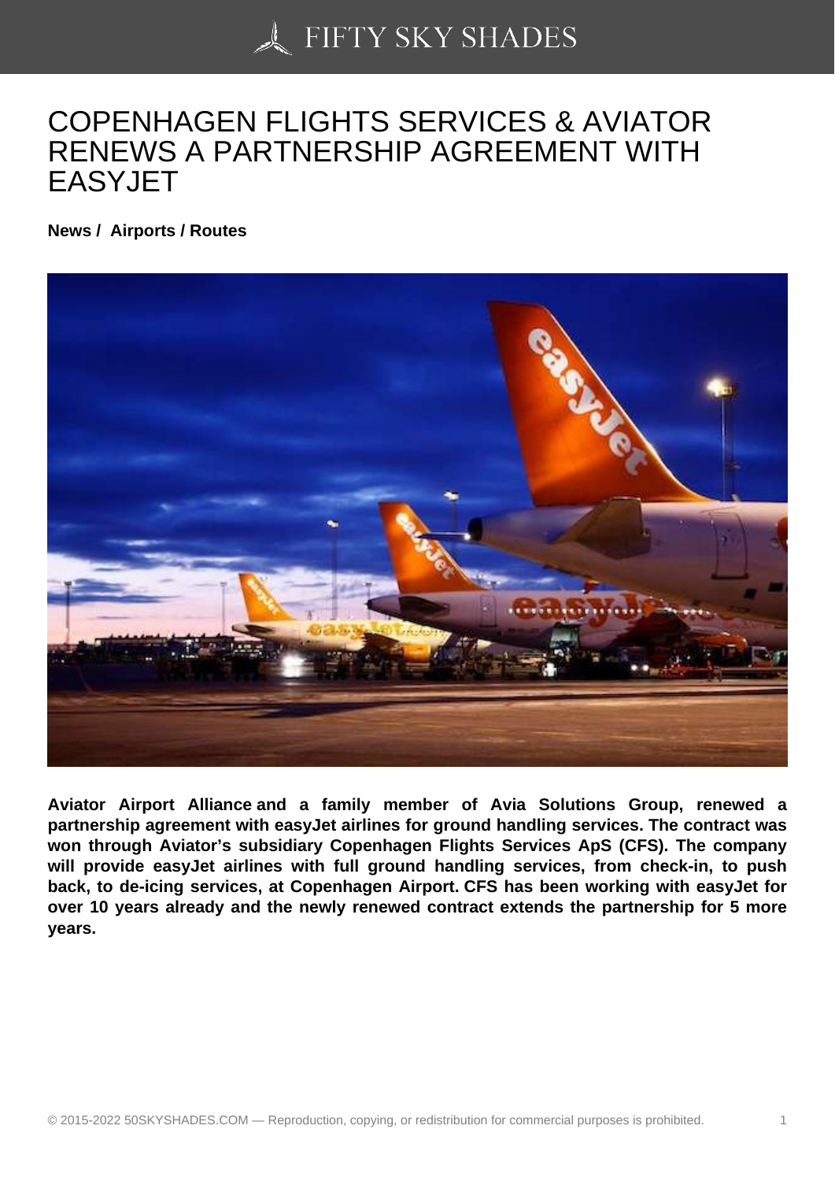# COPENHAGEN FLIGHTS SERVICES & AVIATOR RENEWS A PARTNERSHIP AGREEMENT WITH EASYJET

**News / Airports / Routes**

**Aviator Airport Alliance and a family member of Avia Solutions Group, renewed a partnership agreement with easyJet airlines for ground handling services. The contract was won through Aviator's subsidiary Copenhagen Flights Services ApS (CFS). The company will provide easyJet airlines with full ground handling services, from check-in, to push back, to de-icing services, at Copenhagen Airport. CFS has been working with easyJet for over 10 years already and the newly renewed contract extends the partnership for 5 more years.**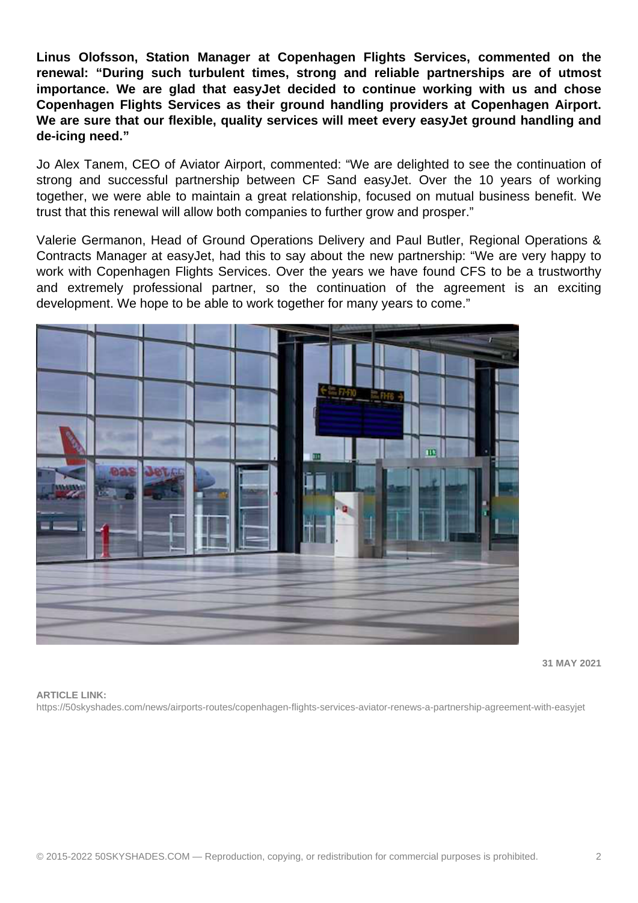**Linus Olofsson, Station Manager at Copenhagen Flights Services, commented on the renewal: "During such turbulent times, strong and reliable partnerships are of utmost importance. We are glad that easyJet decided to continue working with us and chose Copenhagen Flights Services as their ground handling providers at Copenhagen Airport. We are sure that our flexible, quality services will meet every easyJet ground handling and de-icing need."**

Jo Alex Tanem, CEO of Aviator Airport, commented: "We are delighted to see the continuation of strong and successful partnership between CF Sand easyJet. Over the 10 years of working together, we were able to maintain a great relationship, focused on mutual business benefit. We trust that this renewal will allow both companies to further grow and prosper."

Valerie Germanon, Head of Ground Operations Delivery and Paul Butler, Regional Operations & Contracts Manager at easyJet, had this to say about the new partnership: "We are very happy to work with Copenhagen Flights Services. Over the years we have found CFS to be a trustworthy and extremely professional partner, so the continuation of the agreement is an exciting development. We hope to be able to work together for many years to come."

**31 MAY 2021**

**ARTICLE LINK:**
https://50skyshades.com/news/airports-routes/copenhagen-flights-services-aviator-renews-a-partnership-agreement-with-easyjet

© 2015-2022 50SKYSHADES.COM — Reproduction, copying, or redistribution for commercial purposes is prohibited.